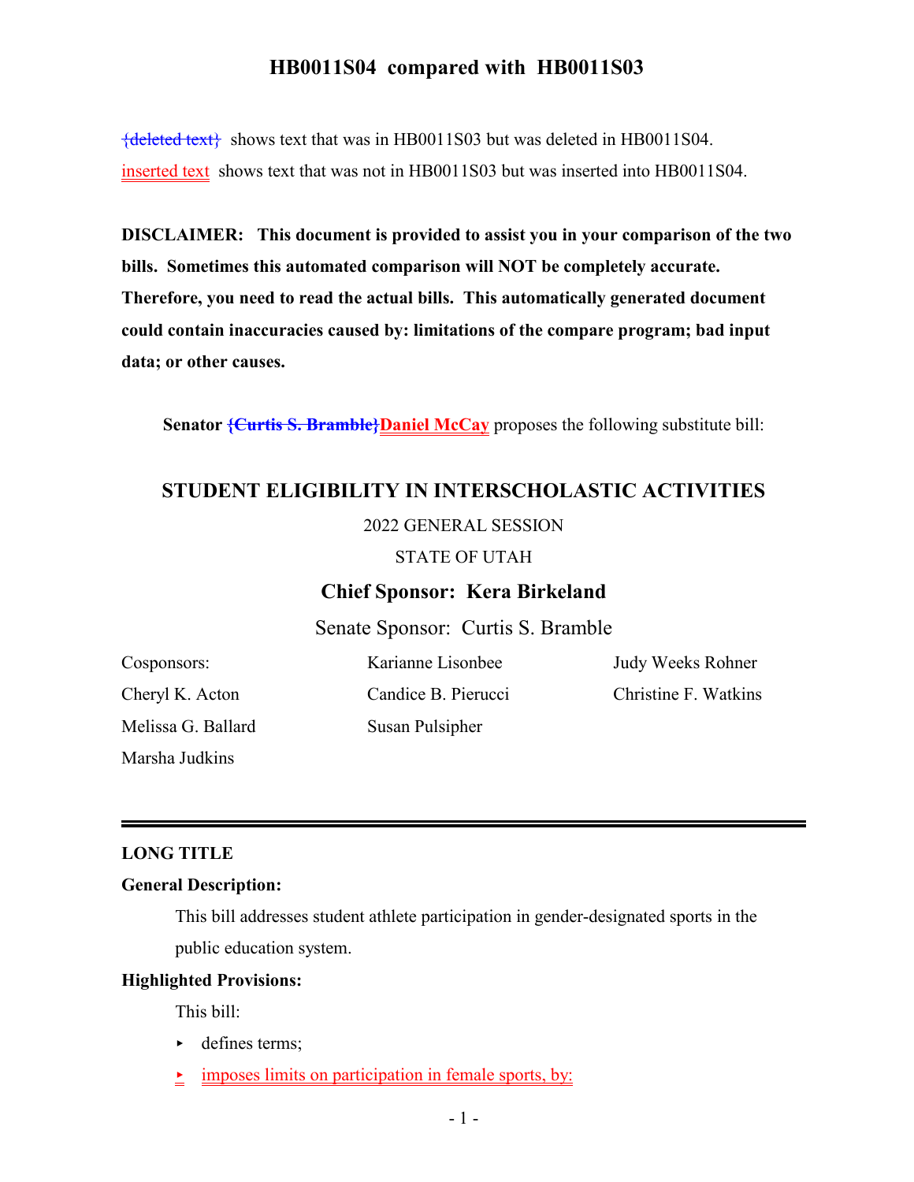# HB0011S04 compared with HB0011S03

{deleted text} shows text that was in HB0011S03 but was deleted in HB0011S04.

inserted text shows text that was not in HB0011S03 but was inserted into HB0011S04.

**DISCLAIMER: This document is provided to assist you in your comparison of the two bills. Sometimes this automated comparison will NOT be completely accurate. Therefore, you need to read the actual bills. This automatically generated document could contain inaccuracies caused by: limitations of the compare program; bad input data; or other causes.**

**Senator {Curtis S. Bramble}Daniel McCay** proposes the following substitute bill:

## STUDENT ELIGIBILITY IN INTERSCHOLASTIC ACTIVITIES

2022 GENERAL SESSION

STATE OF UTAH

**Chief Sponsor: Kera Birkeland**

Senate Sponsor: Curtis S. Bramble

Cosponsors:
Cheryl K. Acton
Melissa G. Ballard
Marsha Judkins
Karianne Lisonbee
Candice B. Pierucci
Susan Pulsipher
Judy Weeks Rohner
Christine F. Watkins

---

### LONG TITLE

**General Description:**

This bill addresses student athlete participation in gender-designated sports in the public education system.

**Highlighted Provisions:**

This bill:

- defines terms;
- imposes limits on participation in female sports, by: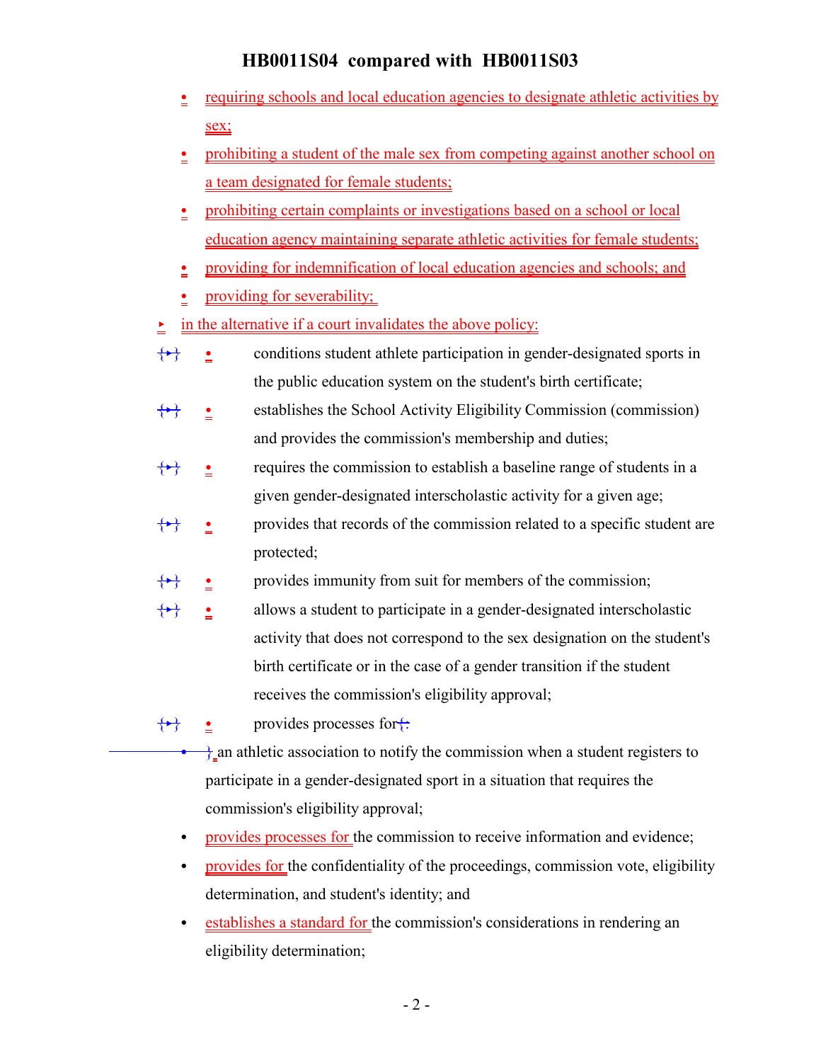- requiring schools and local education agencies to designate athletic activities by sex;
- prohibiting a student of the male sex from competing against another school on a team designated for female students;
- prohibiting certain complaints or investigations based on a school or local education agency maintaining separate athletic activities for female students;
- providing for indemnification of local education agencies and schools; and
- providing for severability;

► in the alternative if a court invalidates the above policy:

{►} • conditions student athlete participation in gender-designated sports in the public education system on the student's birth certificate;

{►} • establishes the School Activity Eligibility Commission (commission) and provides the commission's membership and duties;

{►} • requires the commission to establish a baseline range of students in a given gender-designated interscholastic activity for a given age;

{►} • provides that records of the commission related to a specific student are protected;

{►} • provides immunity from suit for members of the commission;

{►} • allows a student to participate in a gender-designated interscholastic activity that does not correspond to the sex designation on the student's birth certificate or in the case of a gender transition if the student receives the commission's eligibility approval;

{►} • provides processes for{:

• } an athletic association to notify the commission when a student registers to participate in a gender-designated sport in a situation that requires the commission's eligibility approval;

- provides processes for the commission to receive information and evidence;
- provides for the confidentiality of the proceedings, commission vote, eligibility determination, and student's identity; and
- establishes a standard for the commission's considerations in rendering an eligibility determination;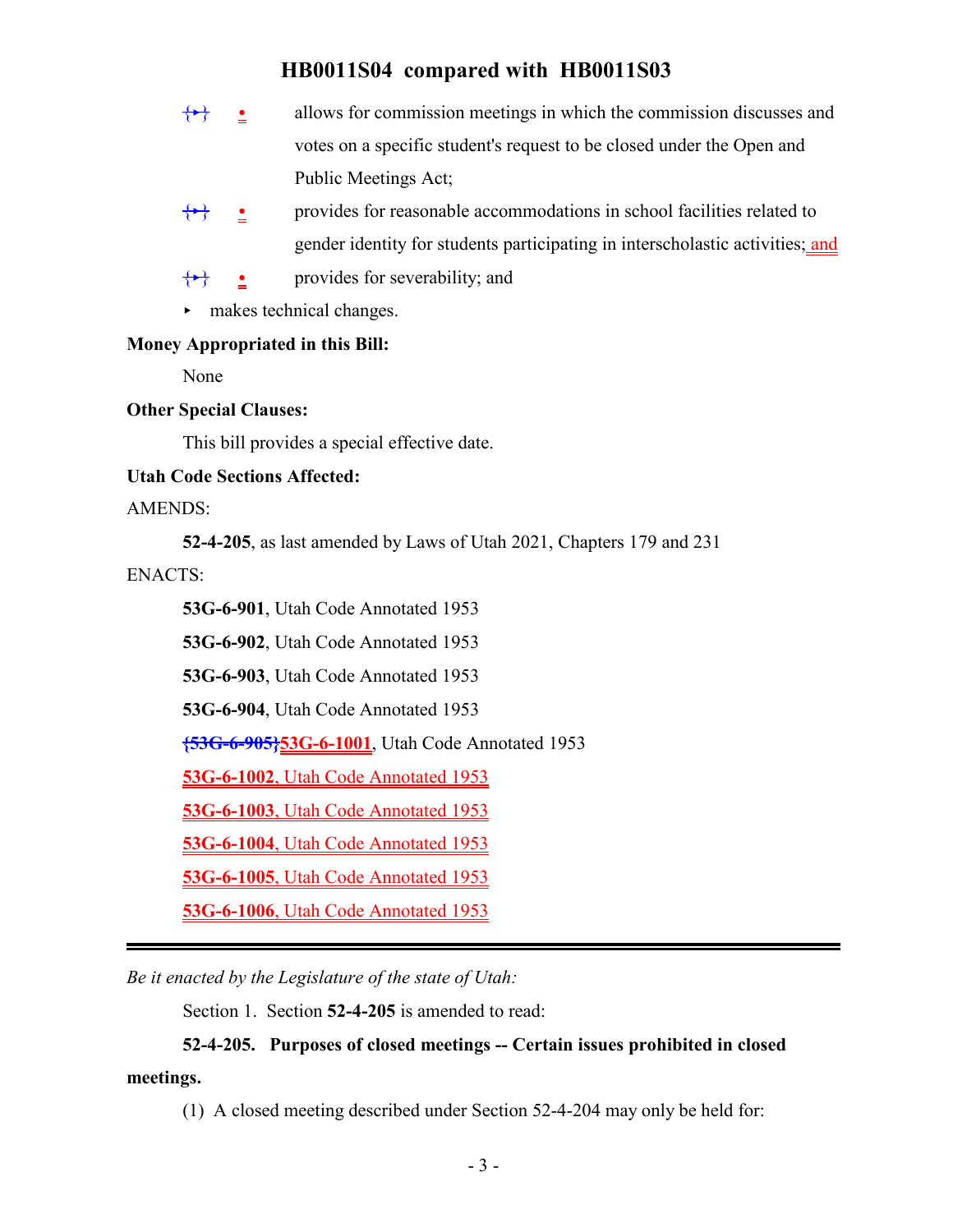{▸} • allows for commission meetings in which the commission discusses and votes on a specific student's request to be closed under the Open and Public Meetings Act;

{▸} • provides for reasonable accommodations in school facilities related to gender identity for students participating in interscholastic activities; and

{▸} • provides for severability; and

▸ makes technical changes.

**Money Appropriated in this Bill:**

None

**Other Special Clauses:**

This bill provides a special effective date.

**Utah Code Sections Affected:**

AMENDS:

**52-4-205**, as last amended by Laws of Utah 2021, Chapters 179 and 231

ENACTS:

**53G-6-901**, Utah Code Annotated 1953

**53G-6-902**, Utah Code Annotated 1953

**53G-6-903**, Utah Code Annotated 1953

**53G-6-904**, Utah Code Annotated 1953

{~~**53G-6-905**~~}**53G-6-1001**, Utah Code Annotated 1953

**53G-6-1002**, Utah Code Annotated 1953

**53G-6-1003**, Utah Code Annotated 1953

**53G-6-1004**, Utah Code Annotated 1953

**53G-6-1005**, Utah Code Annotated 1953

**53G-6-1006**, Utah Code Annotated 1953

---

*Be it enacted by the Legislature of the state of Utah:*

Section 1. Section **52-4-205** is amended to read:

**52-4-205. Purposes of closed meetings -- Certain issues prohibited in closed meetings.**

(1) A closed meeting described under Section 52-4-204 may only be held for: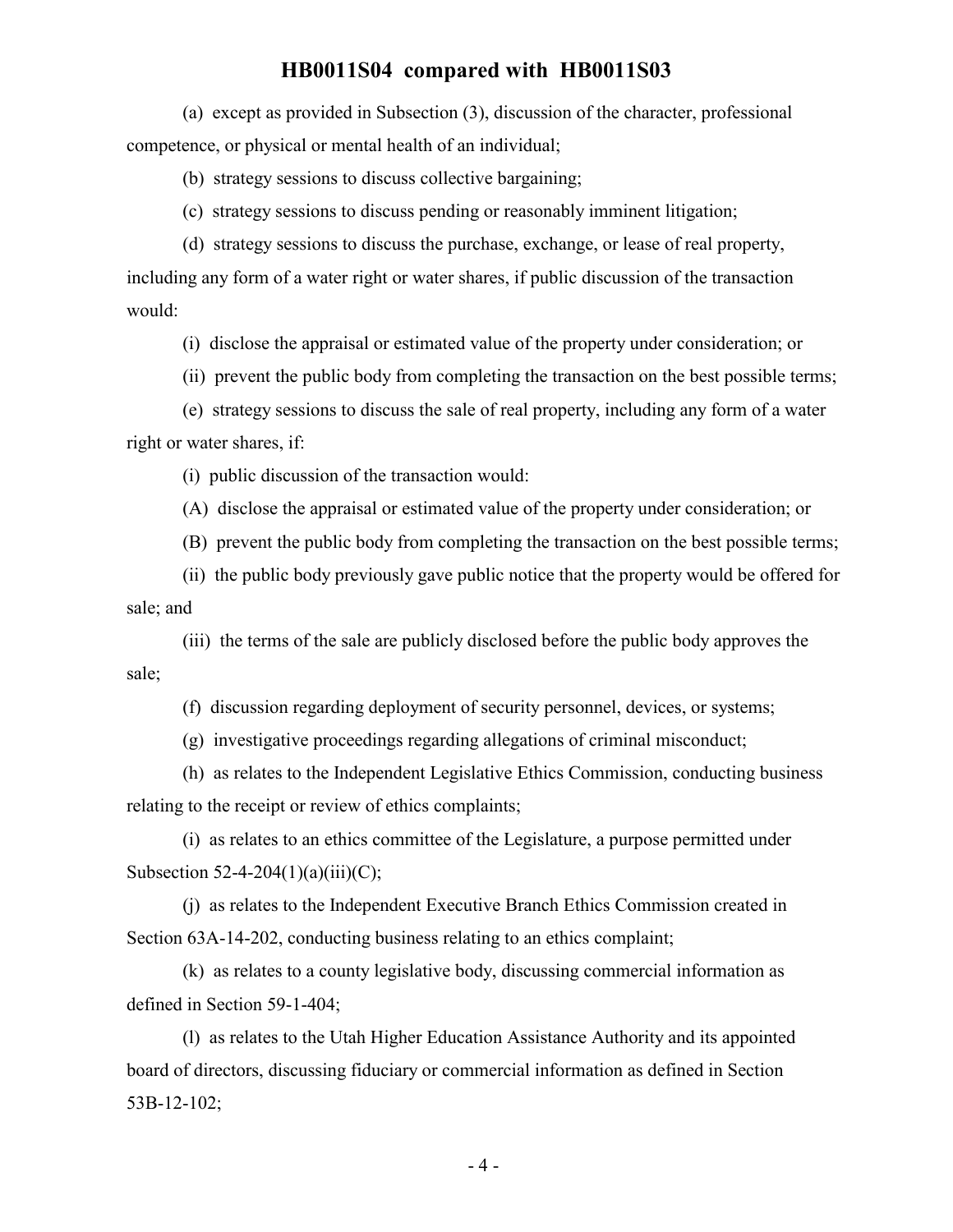(a) except as provided in Subsection (3), discussion of the character, professional competence, or physical or mental health of an individual;

(b) strategy sessions to discuss collective bargaining;

(c) strategy sessions to discuss pending or reasonably imminent litigation;

(d) strategy sessions to discuss the purchase, exchange, or lease of real property, including any form of a water right or water shares, if public discussion of the transaction would:

(i) disclose the appraisal or estimated value of the property under consideration; or

(ii) prevent the public body from completing the transaction on the best possible terms;

(e) strategy sessions to discuss the sale of real property, including any form of a water right or water shares, if:

(i) public discussion of the transaction would:

(A) disclose the appraisal or estimated value of the property under consideration; or

(B) prevent the public body from completing the transaction on the best possible terms;

(ii) the public body previously gave public notice that the property would be offered for sale; and

(iii) the terms of the sale are publicly disclosed before the public body approves the sale;

(f) discussion regarding deployment of security personnel, devices, or systems;

(g) investigative proceedings regarding allegations of criminal misconduct;

(h) as relates to the Independent Legislative Ethics Commission, conducting business relating to the receipt or review of ethics complaints;

(i) as relates to an ethics committee of the Legislature, a purpose permitted under Subsection 52-4-204(1)(a)(iii)(C);

(j) as relates to the Independent Executive Branch Ethics Commission created in Section 63A-14-202, conducting business relating to an ethics complaint;

(k) as relates to a county legislative body, discussing commercial information as defined in Section 59-1-404;

(l) as relates to the Utah Higher Education Assistance Authority and its appointed board of directors, discussing fiduciary or commercial information as defined in Section 53B-12-102;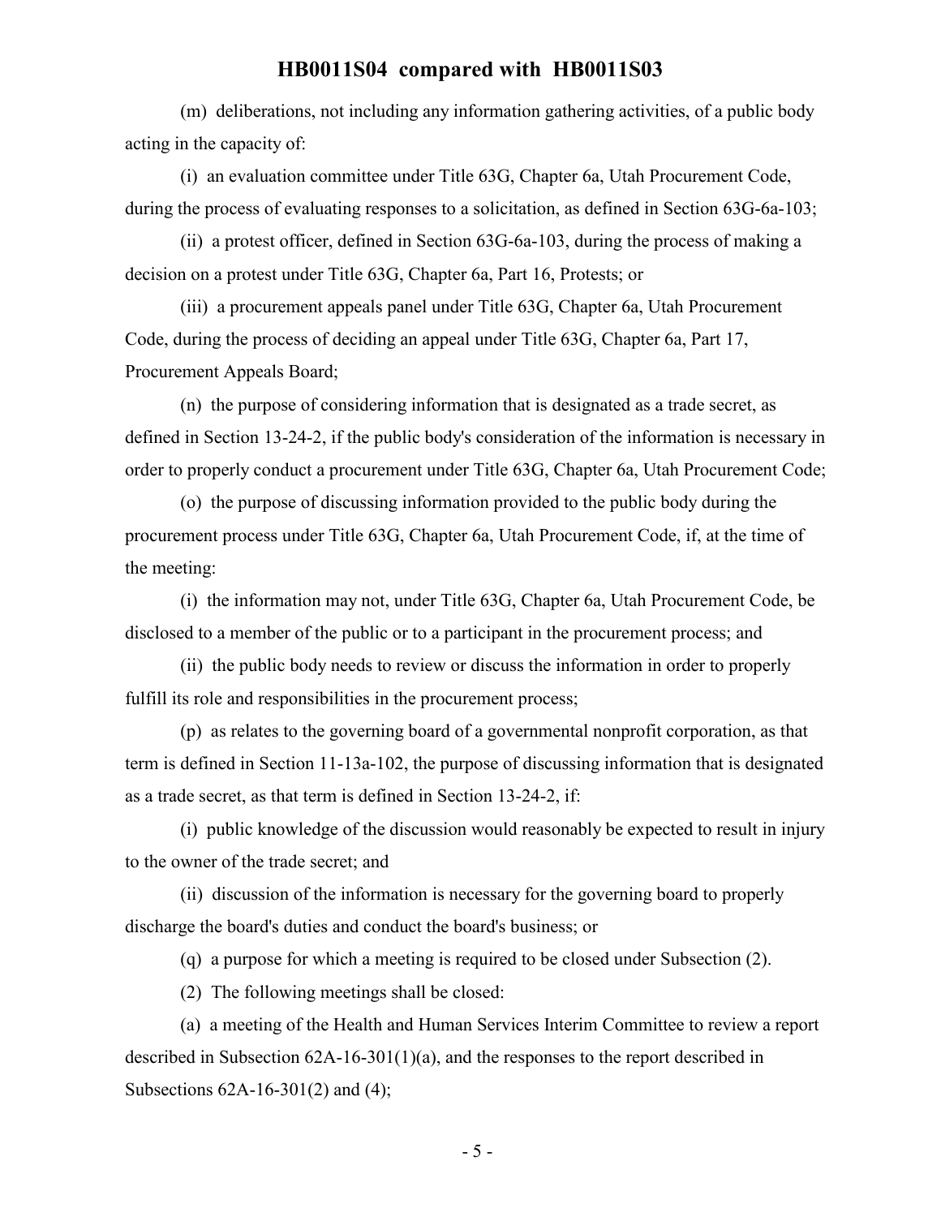(m) deliberations, not including any information gathering activities, of a public body acting in the capacity of:

(i) an evaluation committee under Title 63G, Chapter 6a, Utah Procurement Code, during the process of evaluating responses to a solicitation, as defined in Section 63G-6a-103;

(ii) a protest officer, defined in Section 63G-6a-103, during the process of making a decision on a protest under Title 63G, Chapter 6a, Part 16, Protests; or

(iii) a procurement appeals panel under Title 63G, Chapter 6a, Utah Procurement Code, during the process of deciding an appeal under Title 63G, Chapter 6a, Part 17, Procurement Appeals Board;

(n) the purpose of considering information that is designated as a trade secret, as defined in Section 13-24-2, if the public body's consideration of the information is necessary in order to properly conduct a procurement under Title 63G, Chapter 6a, Utah Procurement Code;

(o) the purpose of discussing information provided to the public body during the procurement process under Title 63G, Chapter 6a, Utah Procurement Code, if, at the time of the meeting:

(i) the information may not, under Title 63G, Chapter 6a, Utah Procurement Code, be disclosed to a member of the public or to a participant in the procurement process; and

(ii) the public body needs to review or discuss the information in order to properly fulfill its role and responsibilities in the procurement process;

(p) as relates to the governing board of a governmental nonprofit corporation, as that term is defined in Section 11-13a-102, the purpose of discussing information that is designated as a trade secret, as that term is defined in Section 13-24-2, if:

(i) public knowledge of the discussion would reasonably be expected to result in injury to the owner of the trade secret; and

(ii) discussion of the information is necessary for the governing board to properly discharge the board's duties and conduct the board's business; or

(q) a purpose for which a meeting is required to be closed under Subsection (2).

(2) The following meetings shall be closed:

(a) a meeting of the Health and Human Services Interim Committee to review a report described in Subsection 62A-16-301(1)(a), and the responses to the report described in Subsections 62A-16-301(2) and (4);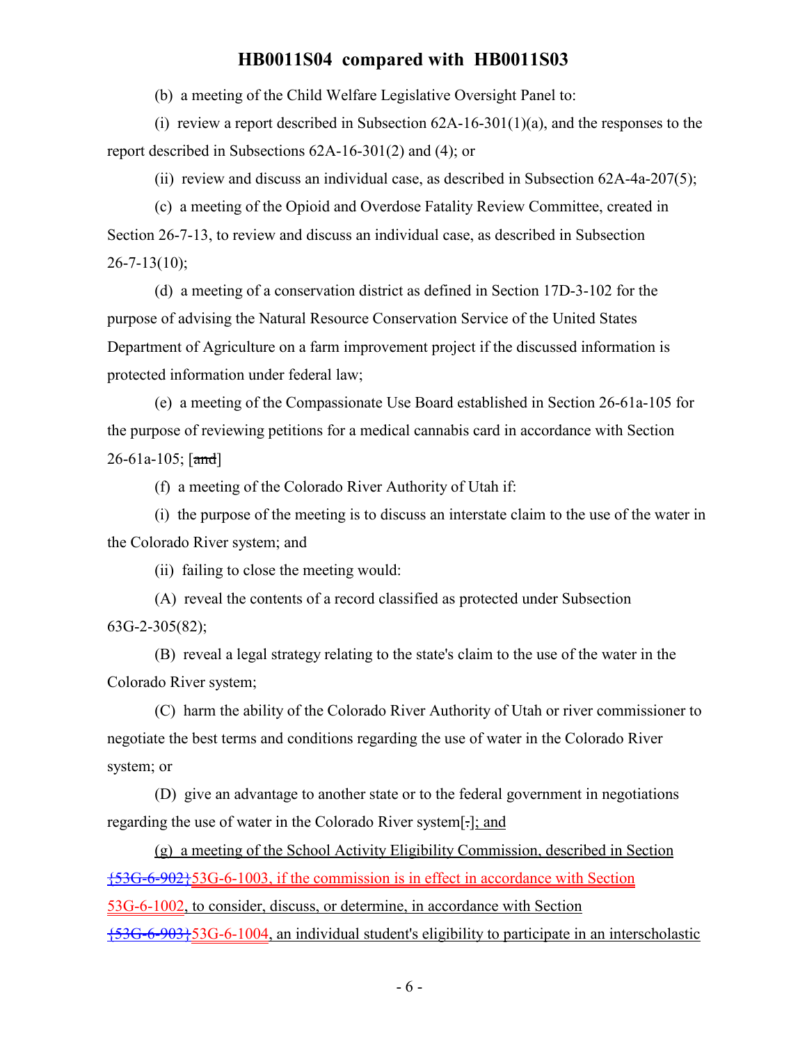(b) a meeting of the Child Welfare Legislative Oversight Panel to:

(i) review a report described in Subsection 62A-16-301(1)(a), and the responses to the report described in Subsections 62A-16-301(2) and (4); or

(ii) review and discuss an individual case, as described in Subsection 62A-4a-207(5);

(c) a meeting of the Opioid and Overdose Fatality Review Committee, created in Section 26-7-13, to review and discuss an individual case, as described in Subsection 26-7-13(10);

(d) a meeting of a conservation district as defined in Section 17D-3-102 for the purpose of advising the Natural Resource Conservation Service of the United States Department of Agriculture on a farm improvement project if the discussed information is protected information under federal law;

(e) a meeting of the Compassionate Use Board established in Section 26-61a-105 for the purpose of reviewing petitions for a medical cannabis card in accordance with Section 26-61a-105; [~~and~~]

(f) a meeting of the Colorado River Authority of Utah if:

(i) the purpose of the meeting is to discuss an interstate claim to the use of the water in the Colorado River system; and

(ii) failing to close the meeting would:

(A) reveal the contents of a record classified as protected under Subsection 63G-2-305(82);

(B) reveal a legal strategy relating to the state's claim to the use of the water in the Colorado River system;

(C) harm the ability of the Colorado River Authority of Utah or river commissioner to negotiate the best terms and conditions regarding the use of water in the Colorado River system; or

(D) give an advantage to another state or to the federal government in negotiations regarding the use of water in the Colorado River system[~~.~~]; and

(g) a meeting of the School Activity Eligibility Commission, described in Section ~~{53G-6-902}~~53G-6-1003, if the commission is in effect in accordance with Section 53G-6-1002, to consider, discuss, or determine, in accordance with Section ~~{53G-6-903}~~53G-6-1004, an individual student's eligibility to participate in an interscholastic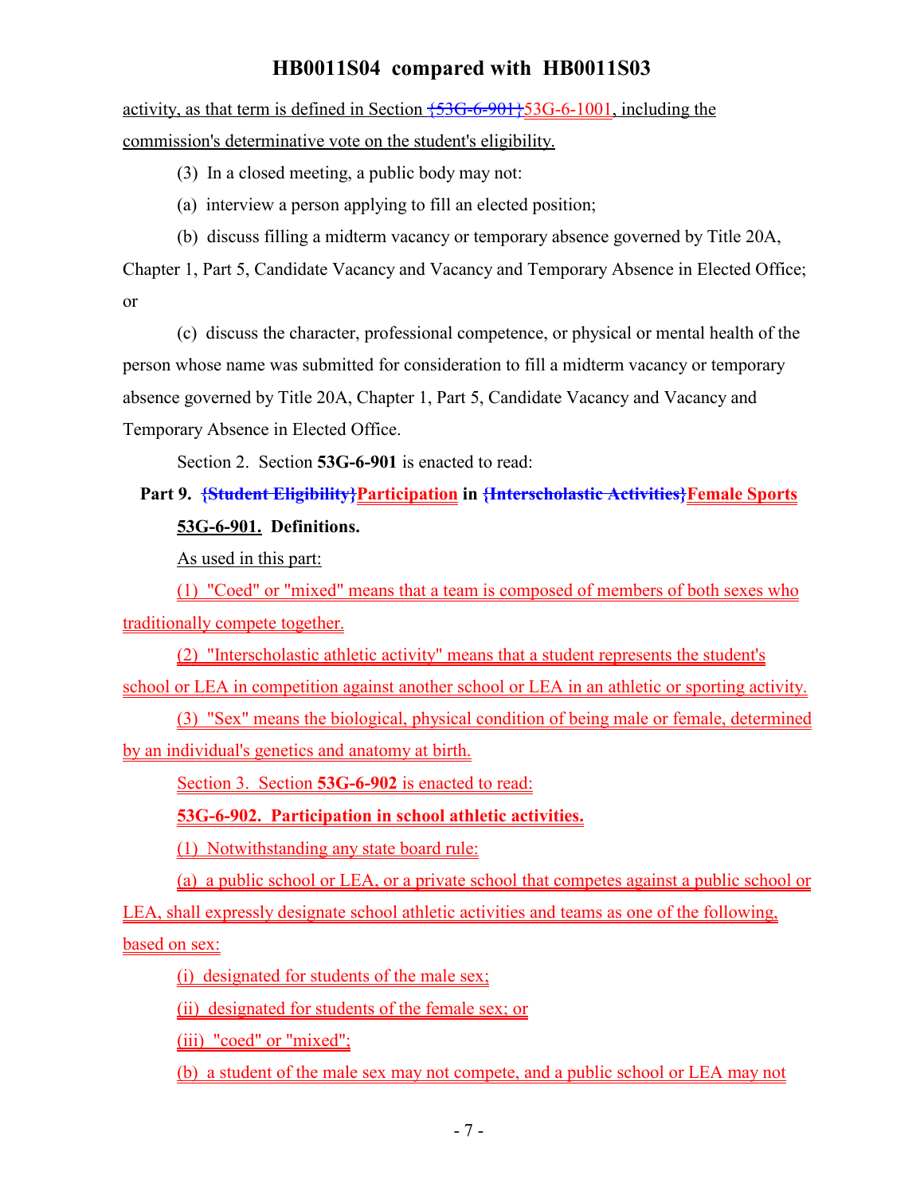activity, as that term is defined in Section {53G-6-901}53G-6-1001, including the commission's determinative vote on the student's eligibility.

(3) In a closed meeting, a public body may not:

(a) interview a person applying to fill an elected position;

(b) discuss filling a midterm vacancy or temporary absence governed by Title 20A, Chapter 1, Part 5, Candidate Vacancy and Vacancy and Temporary Absence in Elected Office; or

(c) discuss the character, professional competence, or physical or mental health of the person whose name was submitted for consideration to fill a midterm vacancy or temporary absence governed by Title 20A, Chapter 1, Part 5, Candidate Vacancy and Vacancy and Temporary Absence in Elected Office.

Section 2. Section **53G-6-901** is enacted to read:

**Part 9. {Student Eligibility}Participation in {Interscholastic Activities}Female Sports**

**53G-6-901. Definitions.**

As used in this part:

(1) "Coed" or "mixed" means that a team is composed of members of both sexes who traditionally compete together.

(2) "Interscholastic athletic activity" means that a student represents the student's school or LEA in competition against another school or LEA in an athletic or sporting activity.

(3) "Sex" means the biological, physical condition of being male or female, determined by an individual's genetics and anatomy at birth.

Section 3. Section **53G-6-902** is enacted to read:

**53G-6-902. Participation in school athletic activities.**

(1) Notwithstanding any state board rule:

(a) a public school or LEA, or a private school that competes against a public school or LEA, shall expressly designate school athletic activities and teams as one of the following, based on sex:

(i) designated for students of the male sex;

(ii) designated for students of the female sex; or

(iii) "coed" or "mixed";

(b) a student of the male sex may not compete, and a public school or LEA may not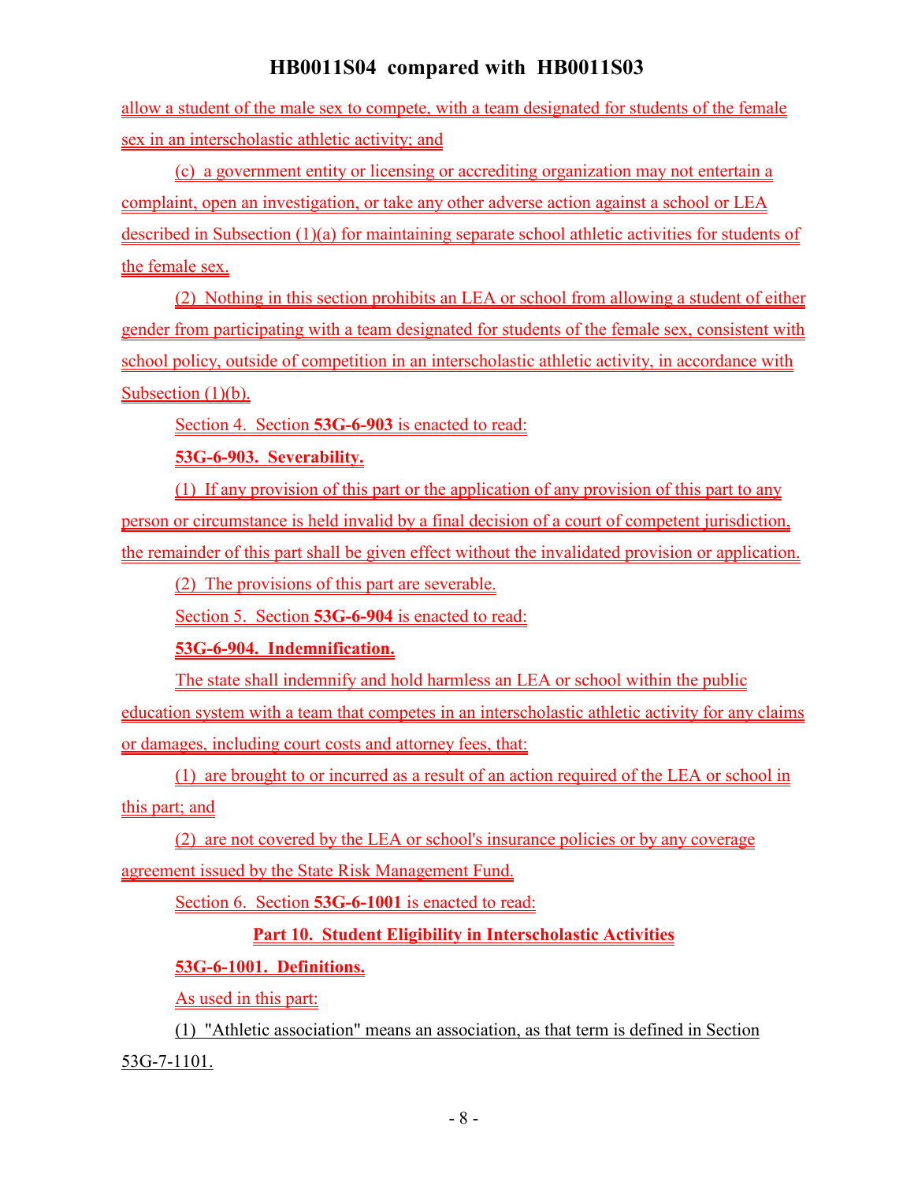allow a student of the male sex to compete, with a team designated for students of the female sex in an interscholastic athletic activity; and

(c) a government entity or licensing or accrediting organization may not entertain a complaint, open an investigation, or take any other adverse action against a school or LEA described in Subsection (1)(a) for maintaining separate school athletic activities for students of the female sex.

(2) Nothing in this section prohibits an LEA or school from allowing a student of either gender from participating with a team designated for students of the female sex, consistent with school policy, outside of competition in an interscholastic athletic activity, in accordance with Subsection (1)(b).

Section 4. Section **53G-6-903** is enacted to read:

**53G-6-903. Severability.**

(1) If any provision of this part or the application of any provision of this part to any person or circumstance is held invalid by a final decision of a court of competent jurisdiction, the remainder of this part shall be given effect without the invalidated provision or application.

(2) The provisions of this part are severable.

Section 5. Section **53G-6-904** is enacted to read:

**53G-6-904. Indemnification.**

The state shall indemnify and hold harmless an LEA or school within the public education system with a team that competes in an interscholastic athletic activity for any claims or damages, including court costs and attorney fees, that:

(1) are brought to or incurred as a result of an action required of the LEA or school in this part; and

(2) are not covered by the LEA or school's insurance policies or by any coverage agreement issued by the State Risk Management Fund.

Section 6. Section **53G-6-1001** is enacted to read:

**Part 10. Student Eligibility in Interscholastic Activities**

**53G-6-1001. Definitions.**

As used in this part:

(1) "Athletic association" means an association, as that term is defined in Section 53G-7-1101.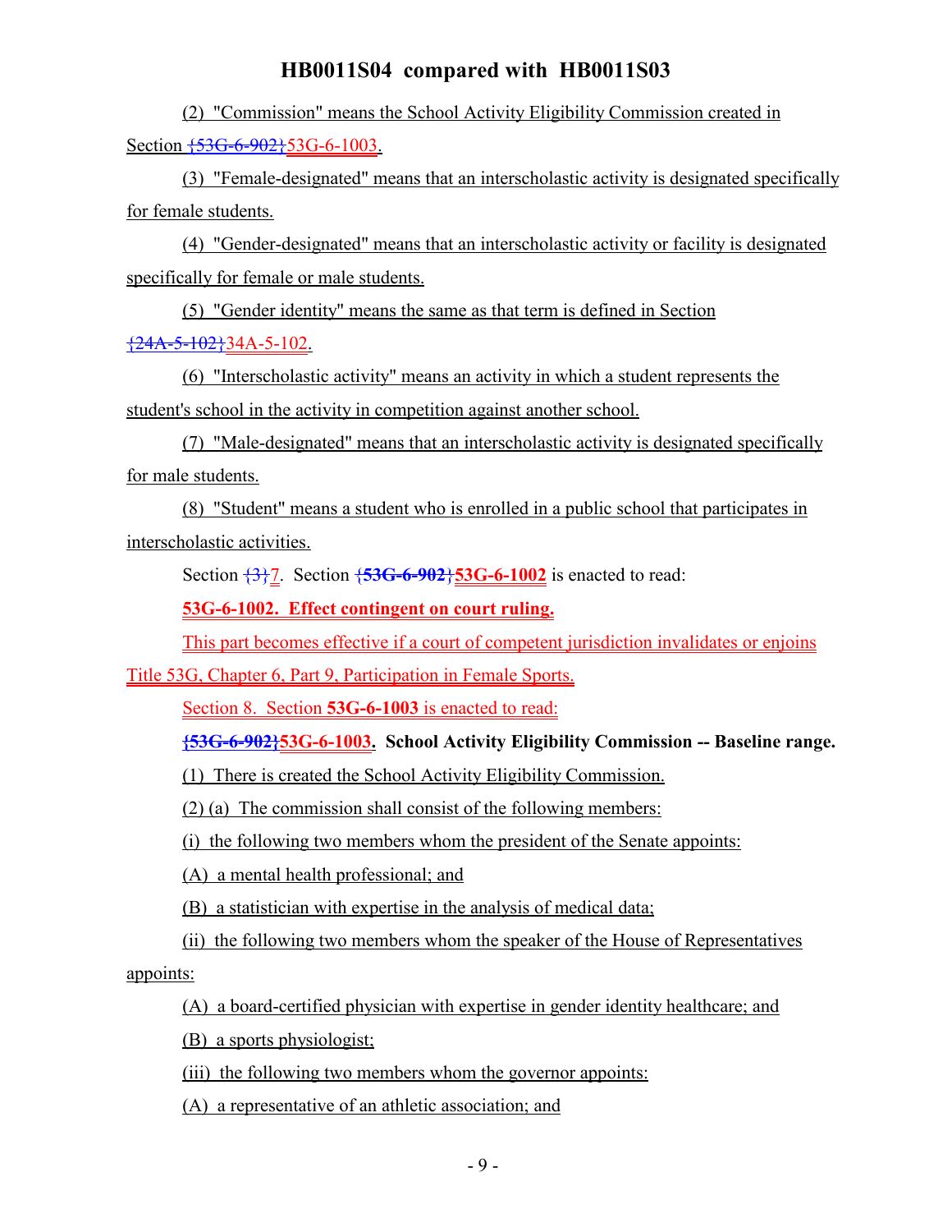(2) "Commission" means the School Activity Eligibility Commission created in Section {53G-6-902}53G-6-1003.

(3) "Female-designated" means that an interscholastic activity is designated specifically for female students.

(4) "Gender-designated" means that an interscholastic activity or facility is designated specifically for female or male students.

(5) "Gender identity" means the same as that term is defined in Section {24A-5-102}34A-5-102.

(6) "Interscholastic activity" means an activity in which a student represents the student's school in the activity in competition against another school.

(7) "Male-designated" means that an interscholastic activity is designated specifically for male students.

(8) "Student" means a student who is enrolled in a public school that participates in interscholastic activities.

Section {3}7. Section **{53G-6-902}53G-6-1002** is enacted to read:

**53G-6-1002. Effect contingent on court ruling.**

This part becomes effective if a court of competent jurisdiction invalidates or enjoins Title 53G, Chapter 6, Part 9, Participation in Female Sports.

Section 8. Section **53G-6-1003** is enacted to read:

**{53G-6-902}53G-6-1003. School Activity Eligibility Commission -- Baseline range.**

(1) There is created the School Activity Eligibility Commission.

(2) (a) The commission shall consist of the following members:

(i) the following two members whom the president of the Senate appoints:

(A) a mental health professional; and

(B) a statistician with expertise in the analysis of medical data;

(ii) the following two members whom the speaker of the House of Representatives appoints:

(A) a board-certified physician with expertise in gender identity healthcare; and

(B) a sports physiologist;

(iii) the following two members whom the governor appoints:

(A) a representative of an athletic association; and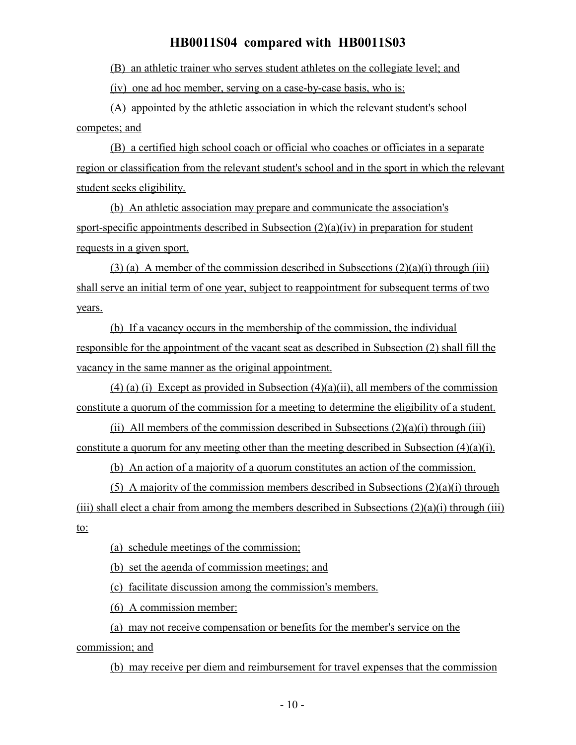(B) an athletic trainer who serves student athletes on the collegiate level; and

(iv) one ad hoc member, serving on a case-by-case basis, who is:

(A) appointed by the athletic association in which the relevant student's school competes; and

(B) a certified high school coach or official who coaches or officiates in a separate region or classification from the relevant student's school and in the sport in which the relevant student seeks eligibility.

(b) An athletic association may prepare and communicate the association's sport-specific appointments described in Subsection (2)(a)(iv) in preparation for student requests in a given sport.

(3) (a) A member of the commission described in Subsections (2)(a)(i) through (iii) shall serve an initial term of one year, subject to reappointment for subsequent terms of two years.

(b) If a vacancy occurs in the membership of the commission, the individual responsible for the appointment of the vacant seat as described in Subsection (2) shall fill the vacancy in the same manner as the original appointment.

(4) (a) (i) Except as provided in Subsection (4)(a)(ii), all members of the commission constitute a quorum of the commission for a meeting to determine the eligibility of a student.

(ii) All members of the commission described in Subsections (2)(a)(i) through (iii) constitute a quorum for any meeting other than the meeting described in Subsection (4)(a)(i).

(b) An action of a majority of a quorum constitutes an action of the commission.

(5) A majority of the commission members described in Subsections (2)(a)(i) through (iii) shall elect a chair from among the members described in Subsections (2)(a)(i) through (iii) to:

(a) schedule meetings of the commission;

(b) set the agenda of commission meetings; and

(c) facilitate discussion among the commission's members.

(6) A commission member:

(a) may not receive compensation or benefits for the member's service on the commission; and

(b) may receive per diem and reimbursement for travel expenses that the commission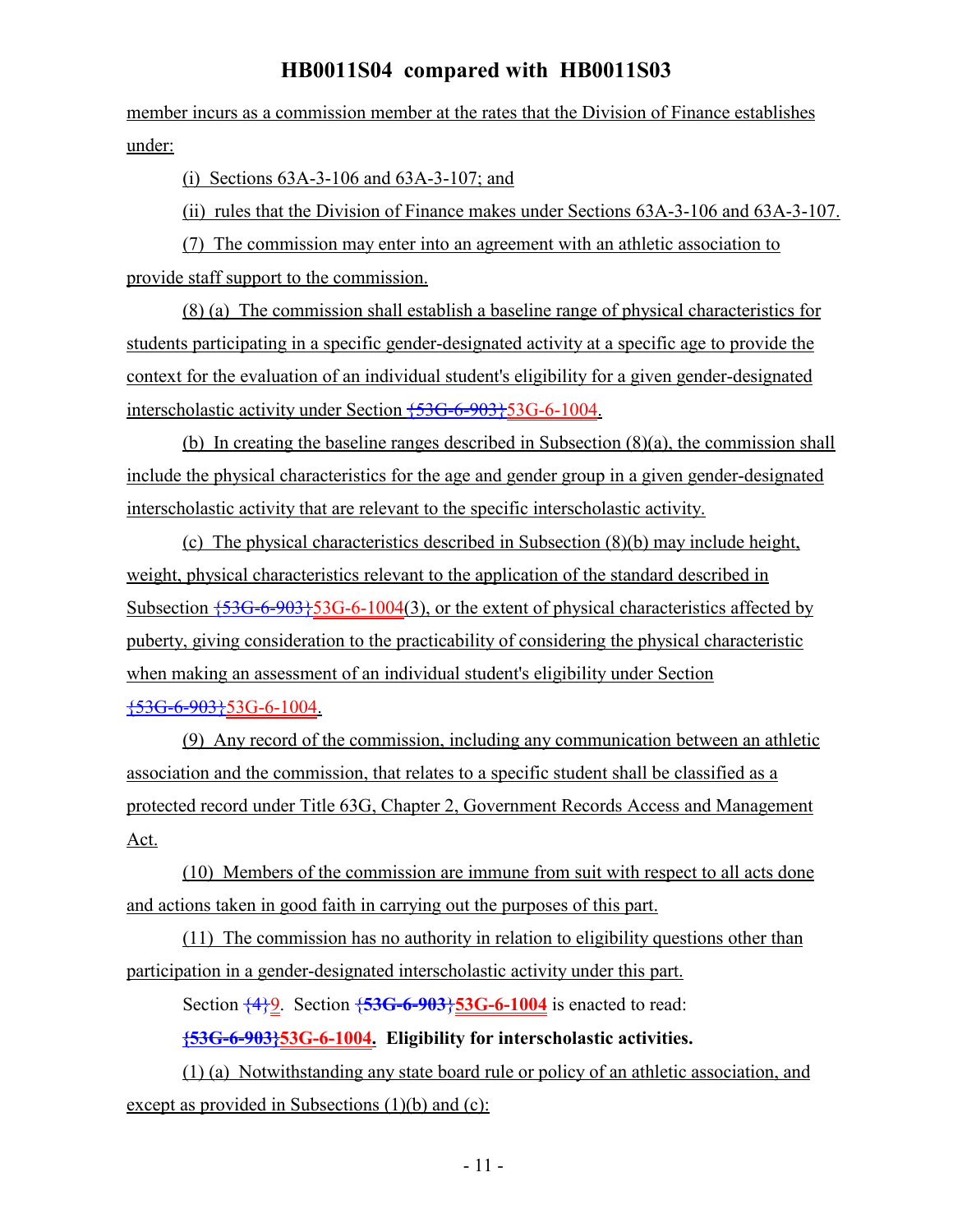member incurs as a commission member at the rates that the Division of Finance establishes under:

(i) Sections 63A-3-106 and 63A-3-107; and

(ii) rules that the Division of Finance makes under Sections 63A-3-106 and 63A-3-107.

(7) The commission may enter into an agreement with an athletic association to provide staff support to the commission.

(8) (a) The commission shall establish a baseline range of physical characteristics for students participating in a specific gender-designated activity at a specific age to provide the context for the evaluation of an individual student's eligibility for a given gender-designated interscholastic activity under Section {53G-6-903}53G-6-1004.

(b) In creating the baseline ranges described in Subsection (8)(a), the commission shall include the physical characteristics for the age and gender group in a given gender-designated interscholastic activity that are relevant to the specific interscholastic activity.

(c) The physical characteristics described in Subsection (8)(b) may include height, weight, physical characteristics relevant to the application of the standard described in Subsection {53G-6-903}53G-6-1004(3), or the extent of physical characteristics affected by puberty, giving consideration to the practicability of considering the physical characteristic when making an assessment of an individual student's eligibility under Section {53G-6-903}53G-6-1004.

(9) Any record of the commission, including any communication between an athletic association and the commission, that relates to a specific student shall be classified as a protected record under Title 63G, Chapter 2, Government Records Access and Management Act.

(10) Members of the commission are immune from suit with respect to all acts done and actions taken in good faith in carrying out the purposes of this part.

(11) The commission has no authority in relation to eligibility questions other than participation in a gender-designated interscholastic activity under this part.

Section {4}9. Section **{53G-6-903}53G-6-1004** is enacted to read:

**{53G-6-903}53G-6-1004. Eligibility for interscholastic activities.**

(1) (a) Notwithstanding any state board rule or policy of an athletic association, and except as provided in Subsections (1)(b) and (c):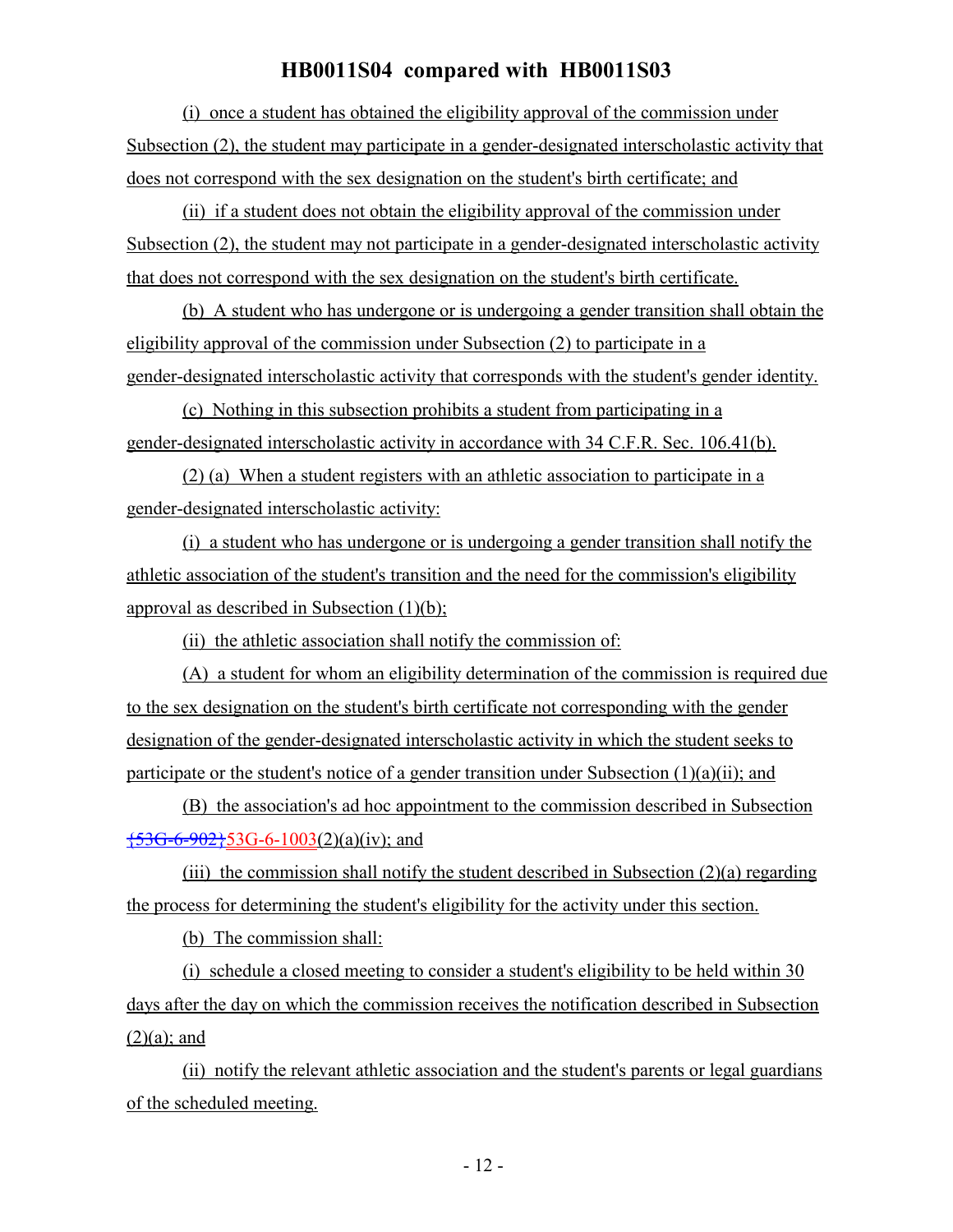(i) once a student has obtained the eligibility approval of the commission under Subsection (2), the student may participate in a gender-designated interscholastic activity that does not correspond with the sex designation on the student's birth certificate; and

(ii) if a student does not obtain the eligibility approval of the commission under Subsection (2), the student may not participate in a gender-designated interscholastic activity that does not correspond with the sex designation on the student's birth certificate.

(b) A student who has undergone or is undergoing a gender transition shall obtain the eligibility approval of the commission under Subsection (2) to participate in a gender-designated interscholastic activity that corresponds with the student's gender identity.

(c) Nothing in this subsection prohibits a student from participating in a gender-designated interscholastic activity in accordance with 34 C.F.R. Sec. 106.41(b).

(2) (a) When a student registers with an athletic association to participate in a gender-designated interscholastic activity:

(i) a student who has undergone or is undergoing a gender transition shall notify the athletic association of the student's transition and the need for the commission's eligibility approval as described in Subsection (1)(b);

(ii) the athletic association shall notify the commission of:

(A) a student for whom an eligibility determination of the commission is required due to the sex designation on the student's birth certificate not corresponding with the gender designation of the gender-designated interscholastic activity in which the student seeks to participate or the student's notice of a gender transition under Subsection (1)(a)(ii); and

(B) the association's ad hoc appointment to the commission described in Subsection ~~{53G-6-902}~~53G-6-1003(2)(a)(iv); and

(iii) the commission shall notify the student described in Subsection (2)(a) regarding the process for determining the student's eligibility for the activity under this section.

(b) The commission shall:

(i) schedule a closed meeting to consider a student's eligibility to be held within 30 days after the day on which the commission receives the notification described in Subsection (2)(a); and

(ii) notify the relevant athletic association and the student's parents or legal guardians of the scheduled meeting.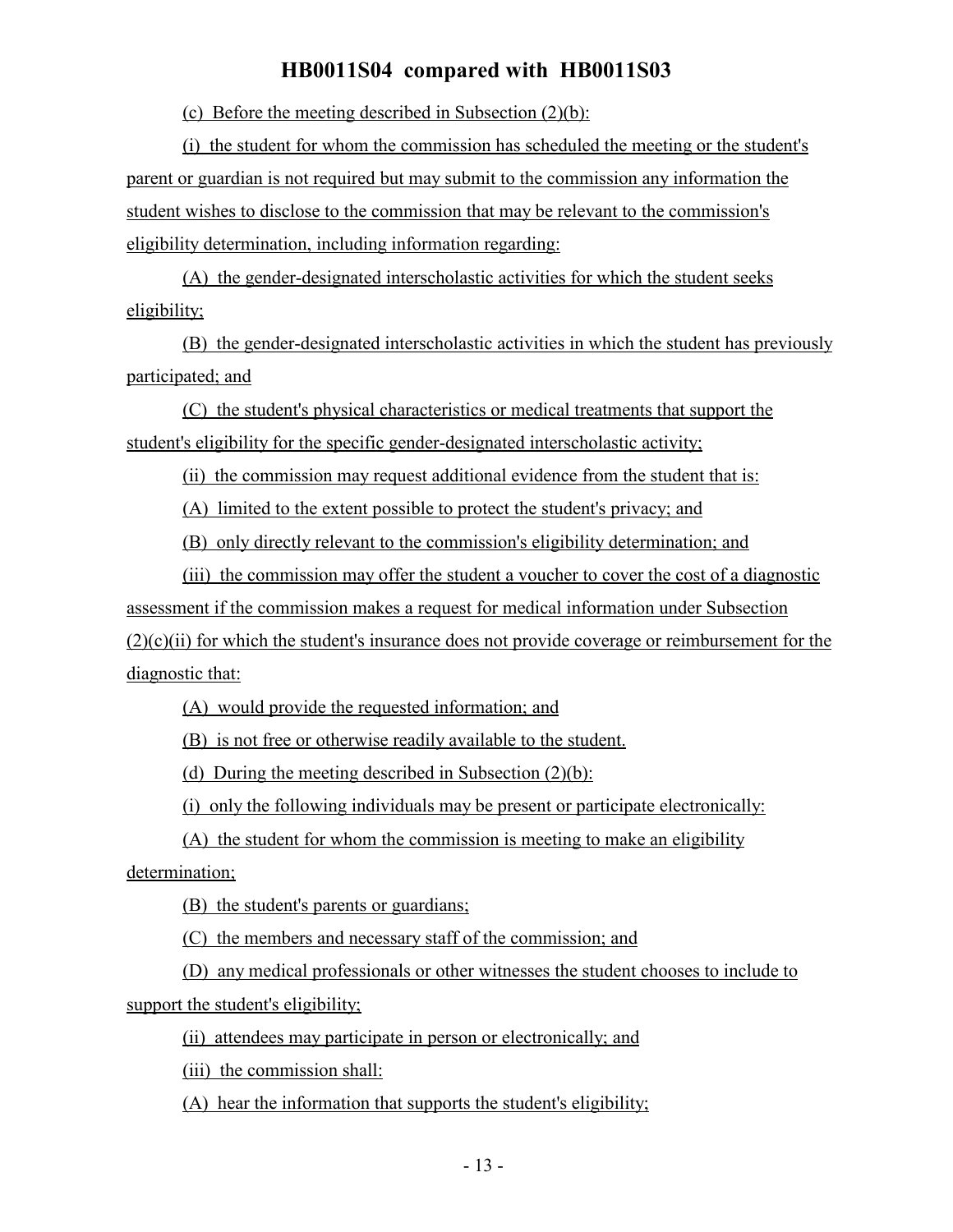(c) Before the meeting described in Subsection (2)(b):

(i) the student for whom the commission has scheduled the meeting or the student's parent or guardian is not required but may submit to the commission any information the student wishes to disclose to the commission that may be relevant to the commission's eligibility determination, including information regarding:

(A) the gender-designated interscholastic activities for which the student seeks eligibility;

(B) the gender-designated interscholastic activities in which the student has previously participated; and

(C) the student's physical characteristics or medical treatments that support the student's eligibility for the specific gender-designated interscholastic activity;

(ii) the commission may request additional evidence from the student that is:

(A) limited to the extent possible to protect the student's privacy; and

(B) only directly relevant to the commission's eligibility determination; and

(iii) the commission may offer the student a voucher to cover the cost of a diagnostic assessment if the commission makes a request for medical information under Subsection (2)(c)(ii) for which the student's insurance does not provide coverage or reimbursement for the diagnostic that:

(A) would provide the requested information; and

(B) is not free or otherwise readily available to the student.

(d) During the meeting described in Subsection (2)(b):

(i) only the following individuals may be present or participate electronically:

(A) the student for whom the commission is meeting to make an eligibility determination;

(B) the student's parents or guardians;

(C) the members and necessary staff of the commission; and

(D) any medical professionals or other witnesses the student chooses to include to support the student's eligibility;

(ii) attendees may participate in person or electronically; and

(iii) the commission shall:

(A) hear the information that supports the student's eligibility;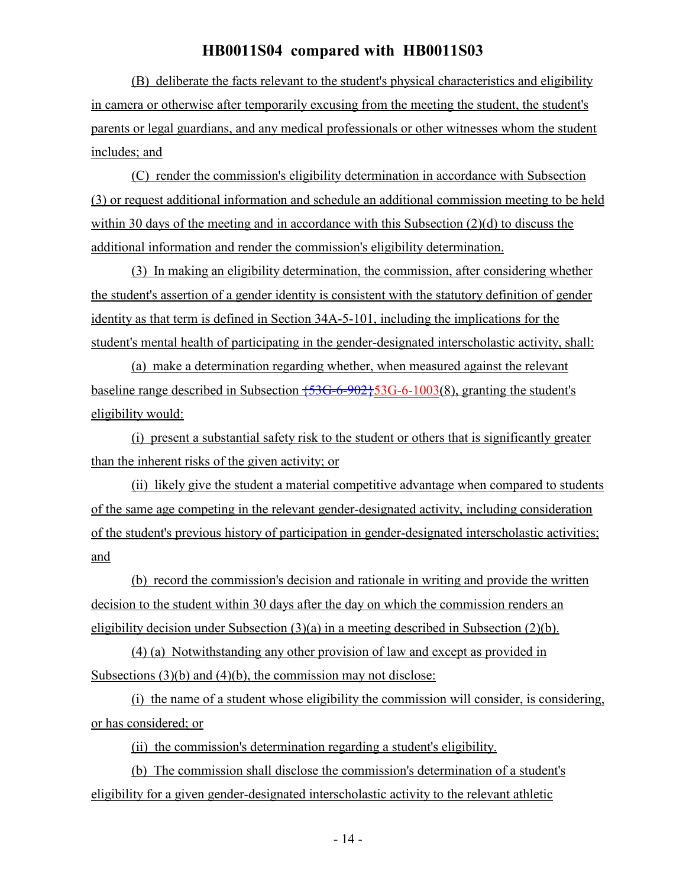(B) deliberate the facts relevant to the student's physical characteristics and eligibility in camera or otherwise after temporarily excusing from the meeting the student, the student's parents or legal guardians, and any medical professionals or other witnesses whom the student includes; and

(C) render the commission's eligibility determination in accordance with Subsection (3) or request additional information and schedule an additional commission meeting to be held within 30 days of the meeting and in accordance with this Subsection (2)(d) to discuss the additional information and render the commission's eligibility determination.

(3) In making an eligibility determination, the commission, after considering whether the student's assertion of a gender identity is consistent with the statutory definition of gender identity as that term is defined in Section 34A-5-101, including the implications for the student's mental health of participating in the gender-designated interscholastic activity, shall:

(a) make a determination regarding whether, when measured against the relevant baseline range described in Subsection {53G-6-902}53G-6-1003(8), granting the student's eligibility would:

(i) present a substantial safety risk to the student or others that is significantly greater than the inherent risks of the given activity; or

(ii) likely give the student a material competitive advantage when compared to students of the same age competing in the relevant gender-designated activity, including consideration of the student's previous history of participation in gender-designated interscholastic activities; and

(b) record the commission's decision and rationale in writing and provide the written decision to the student within 30 days after the day on which the commission renders an eligibility decision under Subsection (3)(a) in a meeting described in Subsection (2)(b).

(4) (a) Notwithstanding any other provision of law and except as provided in Subsections (3)(b) and (4)(b), the commission may not disclose:

(i) the name of a student whose eligibility the commission will consider, is considering, or has considered; or

(ii) the commission's determination regarding a student's eligibility.

(b) The commission shall disclose the commission's determination of a student's eligibility for a given gender-designated interscholastic activity to the relevant athletic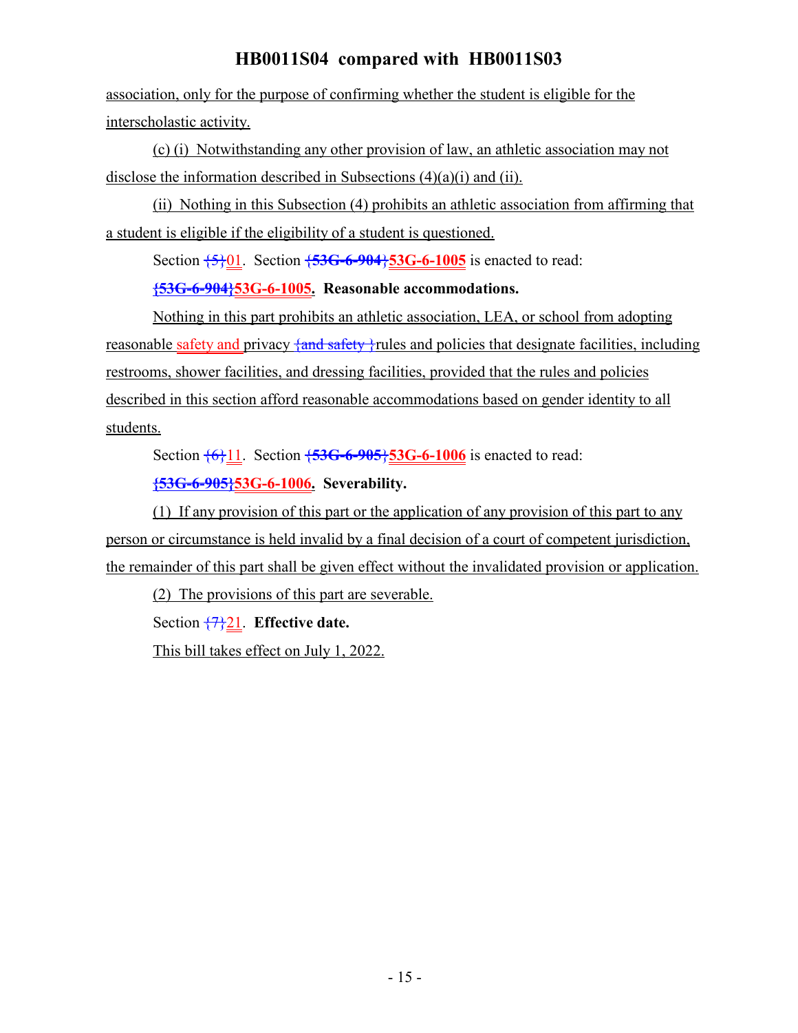association, only for the purpose of confirming whether the student is eligible for the interscholastic activity.

(c) (i) Notwithstanding any other provision of law, an athletic association may not disclose the information described in Subsections (4)(a)(i) and (ii).

(ii) Nothing in this Subsection (4) prohibits an athletic association from affirming that a student is eligible if the eligibility of a student is questioned.

Section {5}01. Section **{53G-6-904}53G-6-1005** is enacted to read:

**{53G-6-904}53G-6-1005. Reasonable accommodations.**

Nothing in this part prohibits an athletic association, LEA, or school from adopting reasonable safety and privacy {and safety }rules and policies that designate facilities, including restrooms, shower facilities, and dressing facilities, provided that the rules and policies described in this section afford reasonable accommodations based on gender identity to all students.

Section {6}11. Section **{53G-6-905}53G-6-1006** is enacted to read:

**{53G-6-905}53G-6-1006. Severability.**

(1) If any provision of this part or the application of any provision of this part to any person or circumstance is held invalid by a final decision of a court of competent jurisdiction, the remainder of this part shall be given effect without the invalidated provision or application.

(2) The provisions of this part are severable.

Section {7}21. **Effective date.**

This bill takes effect on July 1, 2022.